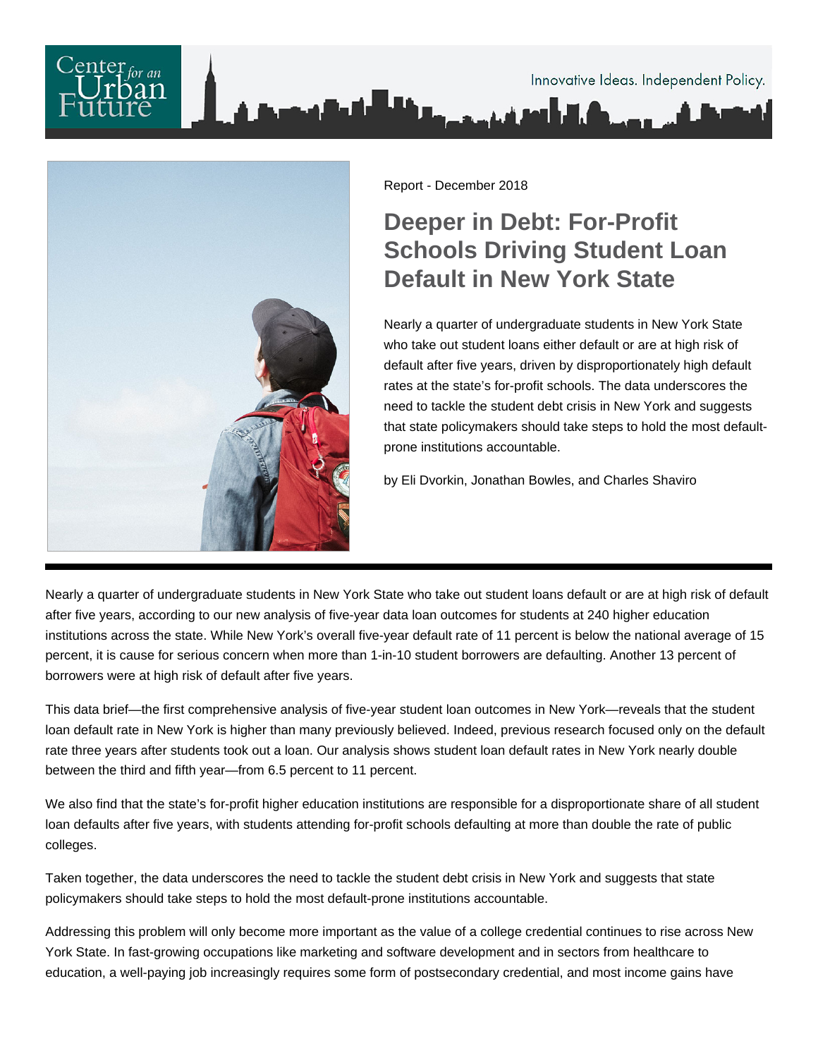Report - December 2018

# Deeper in Debt: For-Profit Schools Driving Student Loan Default in New York State

Nearly a quarter of undergraduate students in New York State who take out student loans either default or are at high risk of default after five years, driven by disproportionately high default rates at the state's for-profit schools. The data underscores the need to tackle the student debt crisis in New York and suggests that state policymakers should take steps to hold the most default-prone institutions accountable.

by Eli Dvorkin, Jonathan Bowles, and Charles Shaviro

---

Nearly a quarter of undergraduate students in New York State who take out student loans default or are at high risk of default after five years, according to our new analysis of five-year data loan outcomes for students at 240 higher education institutions across the state. While New York's overall five-year default rate of 11 percent is below the national average of 15 percent, it is cause for serious concern when more than 1-in-10 student borrowers are defaulting. Another 13 percent of borrowers were at high risk of default after five years.

This data brief—the first comprehensive analysis of five-year student loan outcomes in New York—reveals that the student loan default rate in New York is higher than many previously believed. Indeed, previous research focused only on the default rate three years after students took out a loan. Our analysis shows student loan default rates in New York nearly double between the third and fifth year—from 6.5 percent to 11 percent.

We also find that the state's for-profit higher education institutions are responsible for a disproportionate share of all student loan defaults after five years, with students attending for-profit schools defaulting at more than double the rate of public colleges.

Taken together, the data underscores the need to tackle the student debt crisis in New York and suggests that state policymakers should take steps to hold the most default-prone institutions accountable.

Addressing this problem will only become more important as the value of a college credential continues to rise across New York State. In fast-growing occupations like marketing and software development and in sectors from healthcare to education, a well-paying job increasingly requires some form of postsecondary credential, and most income gains have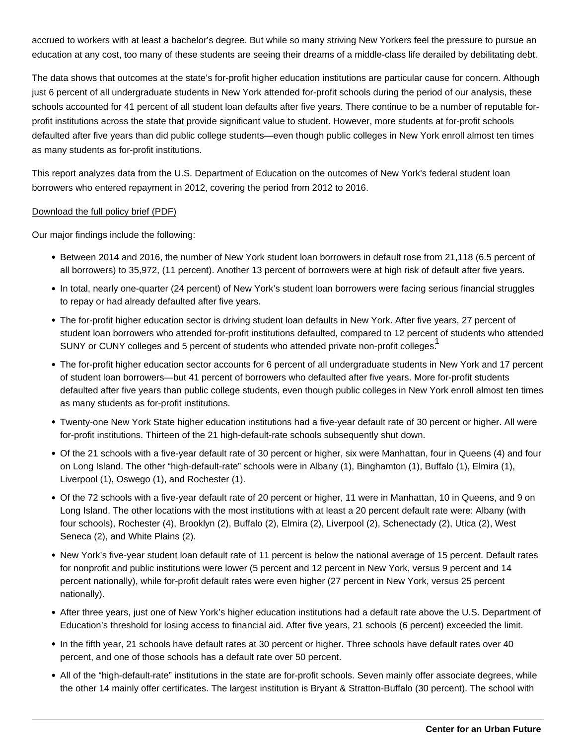accrued to workers with at least a bachelor's degree. But while so many striving New Yorkers feel the pressure to pursue an education at any cost, too many of these students are seeing their dreams of a middle-class life derailed by debilitating debt.

The data shows that outcomes at the state's for-profit higher education institutions are particular cause for concern. Although just 6 percent of all undergraduate students in New York attended for-profit schools during the period of our analysis, these schools accounted for 41 percent of all student loan defaults after five years. There continue to be a number of reputable for-profit institutions across the state that provide significant value to student. However, more students at for-profit schools defaulted after five years than did public college students—even though public colleges in New York enroll almost ten times as many students as for-profit institutions.

This report analyzes data from the U.S. Department of Education on the outcomes of New York's federal student loan borrowers who entered repayment in 2012, covering the period from 2012 to 2016.

Download the full policy brief (PDF)

Our major findings include the following:

- Between 2014 and 2016, the number of New York student loan borrowers in default rose from 21,118 (6.5 percent of all borrowers) to 35,972, (11 percent). Another 13 percent of borrowers were at high risk of default after five years.
- In total, nearly one-quarter (24 percent) of New York's student loan borrowers were facing serious financial struggles to repay or had already defaulted after five years.
- The for-profit higher education sector is driving student loan defaults in New York. After five years, 27 percent of student loan borrowers who attended for-profit institutions defaulted, compared to 12 percent of students who attended SUNY or CUNY colleges and 5 percent of students who attended private non-profit colleges.[1]
- The for-profit higher education sector accounts for 6 percent of all undergraduate students in New York and 17 percent of student loan borrowers—but 41 percent of borrowers who defaulted after five years. More for-profit students defaulted after five years than public college students, even though public colleges in New York enroll almost ten times as many students as for-profit institutions.
- Twenty-one New York State higher education institutions had a five-year default rate of 30 percent or higher. All were for-profit institutions. Thirteen of the 21 high-default-rate schools subsequently shut down.
- Of the 21 schools with a five-year default rate of 30 percent or higher, six were Manhattan, four in Queens (4) and four on Long Island. The other "high-default-rate" schools were in Albany (1), Binghamton (1), Buffalo (1), Elmira (1), Liverpool (1), Oswego (1), and Rochester (1).
- Of the 72 schools with a five-year default rate of 20 percent or higher, 11 were in Manhattan, 10 in Queens, and 9 on Long Island. The other locations with the most institutions with at least a 20 percent default rate were: Albany (with four schools), Rochester (4), Brooklyn (2), Buffalo (2), Elmira (2), Liverpool (2), Schenectady (2), Utica (2), West Seneca (2), and White Plains (2).
- New York's five-year student loan default rate of 11 percent is below the national average of 15 percent. Default rates for nonprofit and public institutions were lower (5 percent and 12 percent in New York, versus 9 percent and 14 percent nationally), while for-profit default rates were even higher (27 percent in New York, versus 25 percent nationally).
- After three years, just one of New York's higher education institutions had a default rate above the U.S. Department of Education's threshold for losing access to financial aid. After five years, 21 schools (6 percent) exceeded the limit.
- In the fifth year, 21 schools have default rates at 30 percent or higher. Three schools have default rates over 40 percent, and one of those schools has a default rate over 50 percent.
- All of the "high-default-rate" institutions in the state are for-profit schools. Seven mainly offer associate degrees, while the other 14 mainly offer certificates. The largest institution is Bryant & Stratton-Buffalo (30 percent). The school with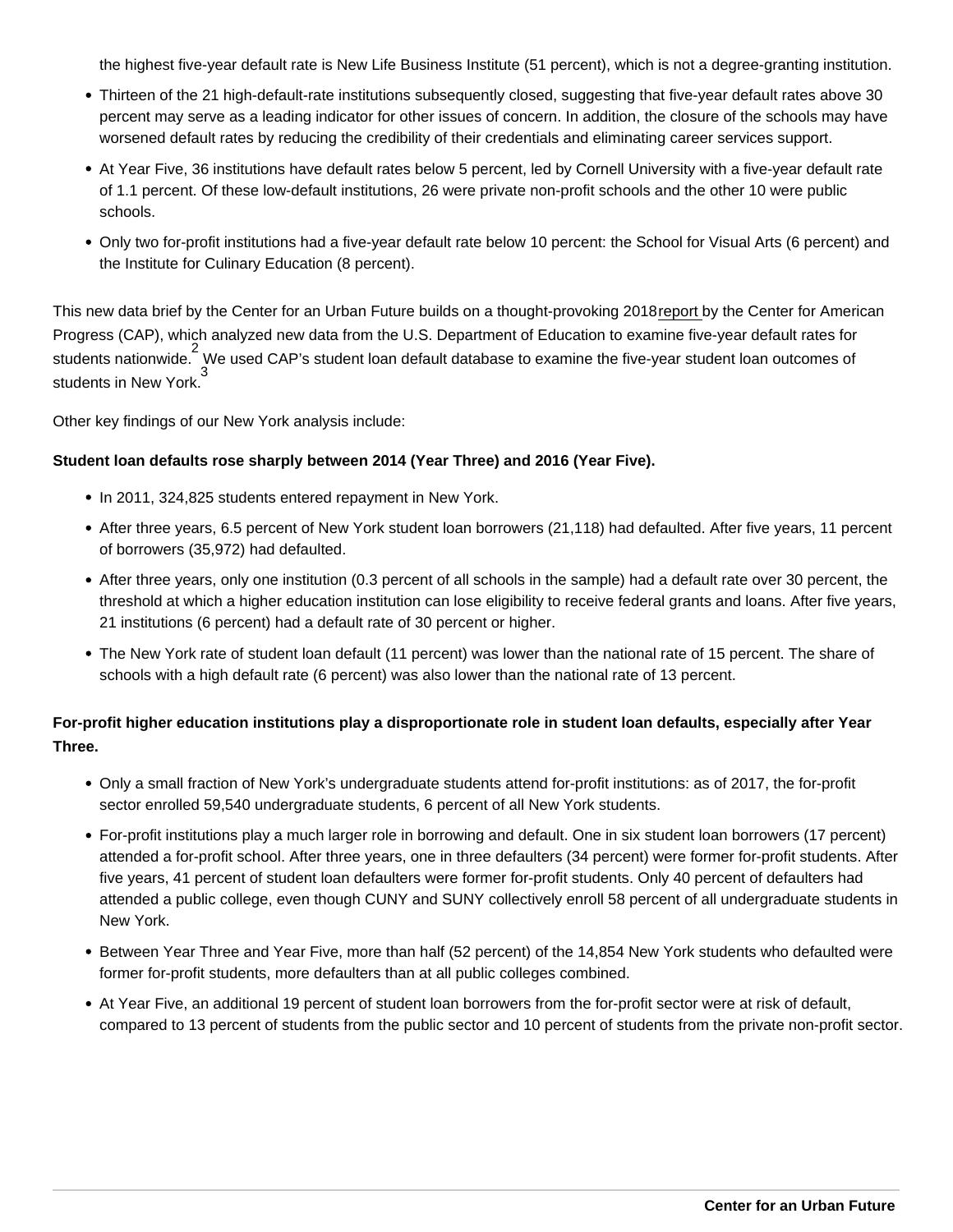the highest five-year default rate is New Life Business Institute (51 percent), which is not a degree-granting institution.

- Thirteen of the 21 high-default-rate institutions subsequently closed, suggesting that five-year default rates above 30 percent may serve as a leading indicator for other issues of concern. In addition, the closure of the schools may have worsened default rates by reducing the credibility of their credentials and eliminating career services support.
- At Year Five, 36 institutions have default rates below 5 percent, led by Cornell University with a five-year default rate of 1.1 percent. Of these low-default institutions, 26 were private non-profit schools and the other 10 were public schools.
- Only two for-profit institutions had a five-year default rate below 10 percent: the School for Visual Arts (6 percent) and the Institute for Culinary Education (8 percent).

This new data brief by the Center for an Urban Future builds on a thought-provoking 2018 report by the Center for American Progress (CAP), which analyzed new data from the U.S. Department of Education to examine five-year default rates for students nationwide.[2] We used CAP's student loan default database to examine the five-year student loan outcomes of students in New York.[3]

Other key findings of our New York analysis include:

**Student loan defaults rose sharply between 2014 (Year Three) and 2016 (Year Five).**

- In 2011, 324,825 students entered repayment in New York.
- After three years, 6.5 percent of New York student loan borrowers (21,118) had defaulted. After five years, 11 percent of borrowers (35,972) had defaulted.
- After three years, only one institution (0.3 percent of all schools in the sample) had a default rate over 30 percent, the threshold at which a higher education institution can lose eligibility to receive federal grants and loans. After five years, 21 institutions (6 percent) had a default rate of 30 percent or higher.
- The New York rate of student loan default (11 percent) was lower than the national rate of 15 percent. The share of schools with a high default rate (6 percent) was also lower than the national rate of 13 percent.

**For-profit higher education institutions play a disproportionate role in student loan defaults, especially after Year Three.**

- Only a small fraction of New York's undergraduate students attend for-profit institutions: as of 2017, the for-profit sector enrolled 59,540 undergraduate students, 6 percent of all New York students.
- For-profit institutions play a much larger role in borrowing and default. One in six student loan borrowers (17 percent) attended a for-profit school. After three years, one in three defaulters (34 percent) were former for-profit students. After five years, 41 percent of student loan defaulters were former for-profit students. Only 40 percent of defaulters had attended a public college, even though CUNY and SUNY collectively enroll 58 percent of all undergraduate students in New York.
- Between Year Three and Year Five, more than half (52 percent) of the 14,854 New York students who defaulted were former for-profit students, more defaulters than at all public colleges combined.
- At Year Five, an additional 19 percent of student loan borrowers from the for-profit sector were at risk of default, compared to 13 percent of students from the public sector and 10 percent of students from the private non-profit sector.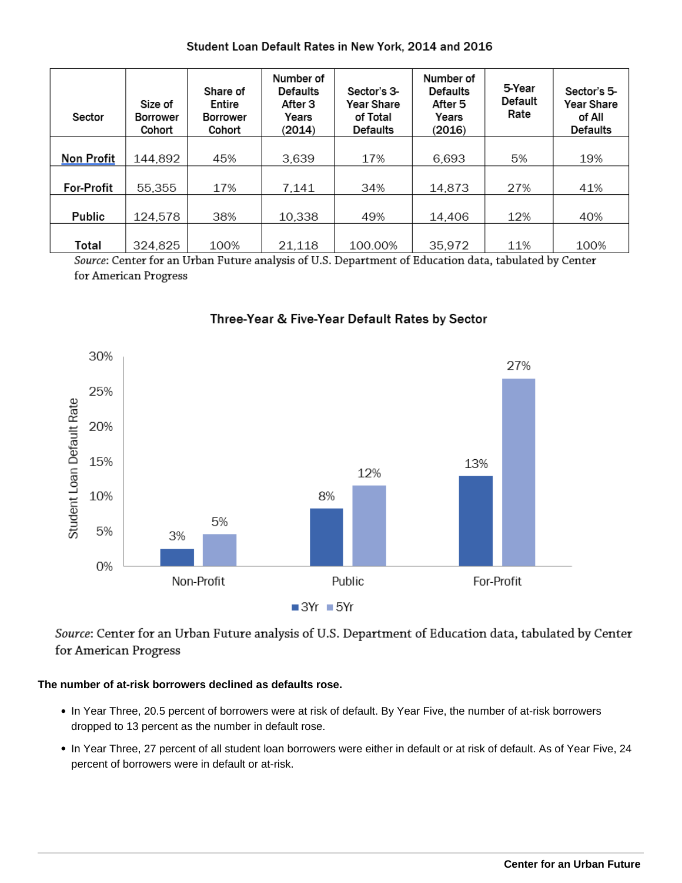**Student Loan Default Rates in New York, 2014 and 2016**

| Sector | Size of Borrower Cohort | Share of Entire Borrower Cohort | Number of Defaults After 3 Years (2014) | Sector's 3-Year Share of Total Defaults | Number of Defaults After 5 Years (2016) | 5-Year Default Rate | Sector's 5-Year Share of All Defaults |
|---|---|---|---|---|---|---|---|
| Non Profit | 144,892 | 45% | 3,639 | 17% | 6,693 | 5% | 19% |
| For-Profit | 55,355 | 17% | 7,141 | 34% | 14,873 | 27% | 41% |
| Public | 124,578 | 38% | 10,338 | 49% | 14,406 | 12% | 40% |
| Total | 324,825 | 100% | 21,118 | 100.00% | 35,972 | 11% | 100% |

*Source*: Center for an Urban Future analysis of U.S. Department of Education data, tabulated by Center for American Progress

**Three-Year & Five-Year Default Rates by Sector**

| Sector | 3Yr | 5Yr |
|---|---|---|
| Non-Profit | 3% | 5% |
| Public | 8% | 12% |
| For-Profit | 13% | 27% |

*Source*: Center for an Urban Future analysis of U.S. Department of Education data, tabulated by Center for American Progress

**The number of at-risk borrowers declined as defaults rose.**

- In Year Three, 20.5 percent of borrowers were at risk of default. By Year Five, the number of at-risk borrowers dropped to 13 percent as the number in default rose.
- In Year Three, 27 percent of all student loan borrowers were either in default or at risk of default. As of Year Five, 24 percent of borrowers were in default or at-risk.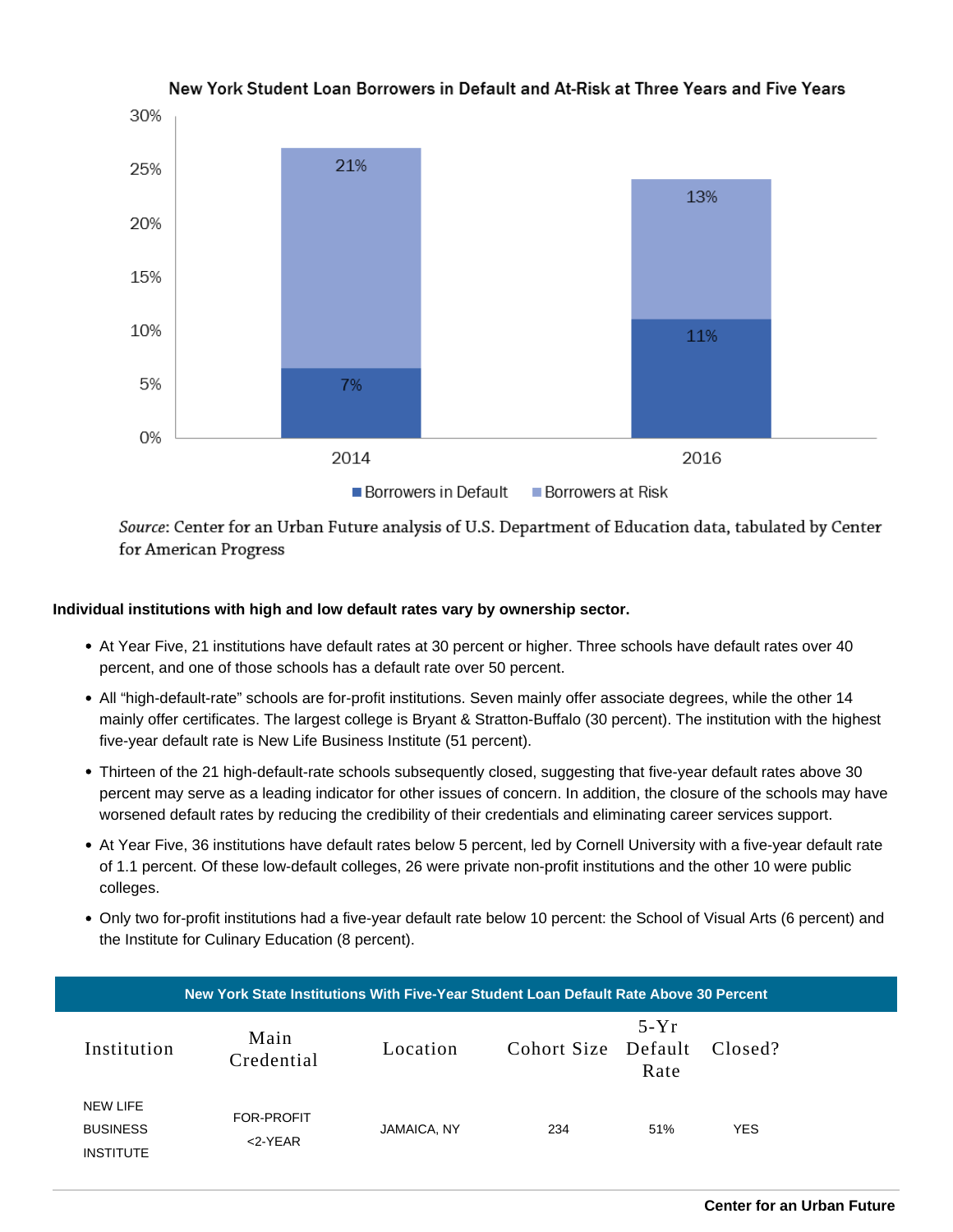New York Student Loan Borrowers in Default and At-Risk at Three Years and Five Years

| Year | Borrowers in Default | Borrowers at Risk |
|---|---|---|
| 2014 | 7% | 21% |
| 2016 | 11% | 13% |

*Source*: Center for an Urban Future analysis of U.S. Department of Education data, tabulated by Center for American Progress

**Individual institutions with high and low default rates vary by ownership sector.**

- At Year Five, 21 institutions have default rates at 30 percent or higher. Three schools have default rates over 40 percent, and one of those schools has a default rate over 50 percent.
- All "high-default-rate" schools are for-profit institutions. Seven mainly offer associate degrees, while the other 14 mainly offer certificates. The largest college is Bryant & Stratton-Buffalo (30 percent). The institution with the highest five-year default rate is New Life Business Institute (51 percent).
- Thirteen of the 21 high-default-rate schools subsequently closed, suggesting that five-year default rates above 30 percent may serve as a leading indicator for other issues of concern. In addition, the closure of the schools may have worsened default rates by reducing the credibility of their credentials and eliminating career services support.
- At Year Five, 36 institutions have default rates below 5 percent, led by Cornell University with a five-year default rate of 1.1 percent. Of these low-default colleges, 26 were private non-profit institutions and the other 10 were public colleges.
- Only two for-profit institutions had a five-year default rate below 10 percent: the School of Visual Arts (6 percent) and the Institute for Culinary Education (8 percent).

**New York State Institutions With Five-Year Student Loan Default Rate Above 30 Percent**

| Institution | Main Credential | Location | Cohort Size | 5-Yr Default Rate | Closed? |
|---|---|---|---|---|---|
| NEW LIFE BUSINESS INSTITUTE | FOR-PROFIT <2-YEAR | JAMAICA, NY | 234 | 51% | YES |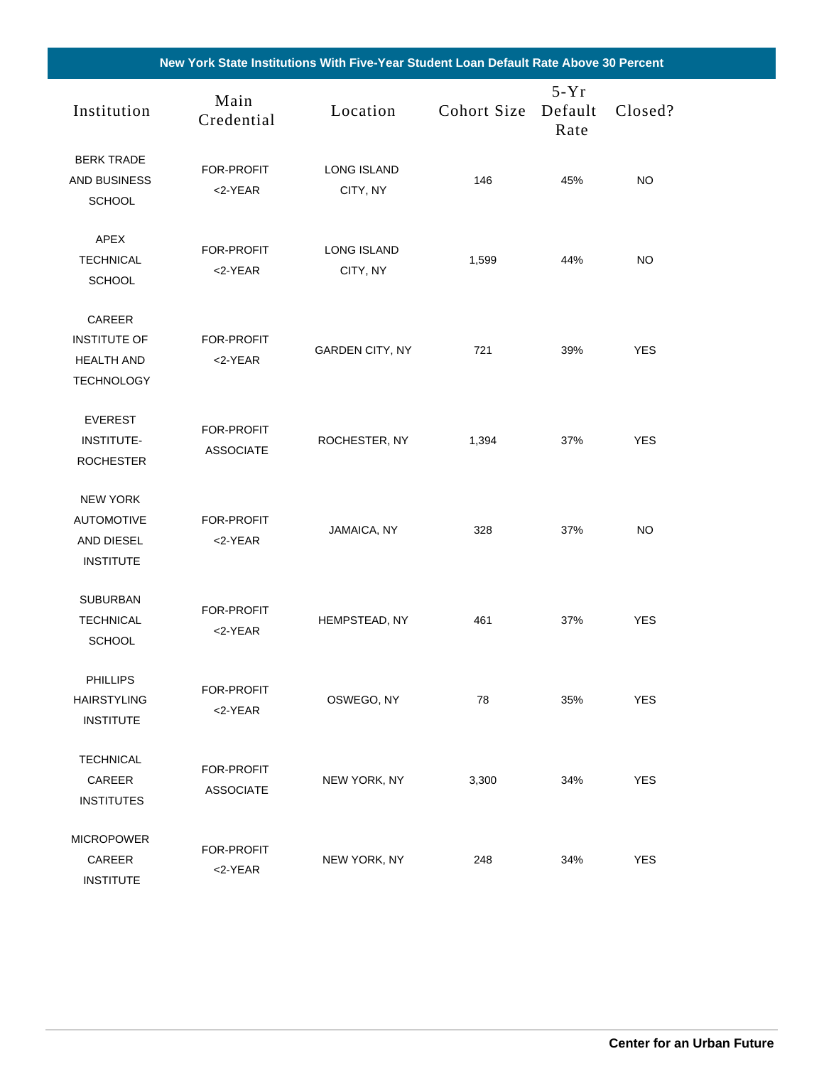| New York State Institutions With Five-Year Student Loan Default Rate Above 30 Percent | | | | | |
|---|---|---|---|---|---|
| Institution | Main Credential | Location | Cohort Size | 5-Yr Default Rate | Closed? |
| BERK TRADE AND BUSINESS SCHOOL | FOR-PROFIT <2-YEAR | LONG ISLAND CITY, NY | 146 | 45% | NO |
| APEX TECHNICAL SCHOOL | FOR-PROFIT <2-YEAR | LONG ISLAND CITY, NY | 1,599 | 44% | NO |
| CAREER INSTITUTE OF HEALTH AND TECHNOLOGY | FOR-PROFIT <2-YEAR | GARDEN CITY, NY | 721 | 39% | YES |
| EVEREST INSTITUTE-ROCHESTER | FOR-PROFIT ASSOCIATE | ROCHESTER, NY | 1,394 | 37% | YES |
| NEW YORK AUTOMOTIVE AND DIESEL INSTITUTE | FOR-PROFIT <2-YEAR | JAMAICA, NY | 328 | 37% | NO |
| SUBURBAN TECHNICAL SCHOOL | FOR-PROFIT <2-YEAR | HEMPSTEAD, NY | 461 | 37% | YES |
| PHILLIPS HAIRSTYLING INSTITUTE | FOR-PROFIT <2-YEAR | OSWEGO, NY | 78 | 35% | YES |
| TECHNICAL CAREER INSTITUTES | FOR-PROFIT ASSOCIATE | NEW YORK, NY | 3,300 | 34% | YES |
| MICROPOWER CAREER INSTITUTE | FOR-PROFIT <2-YEAR | NEW YORK, NY | 248 | 34% | YES |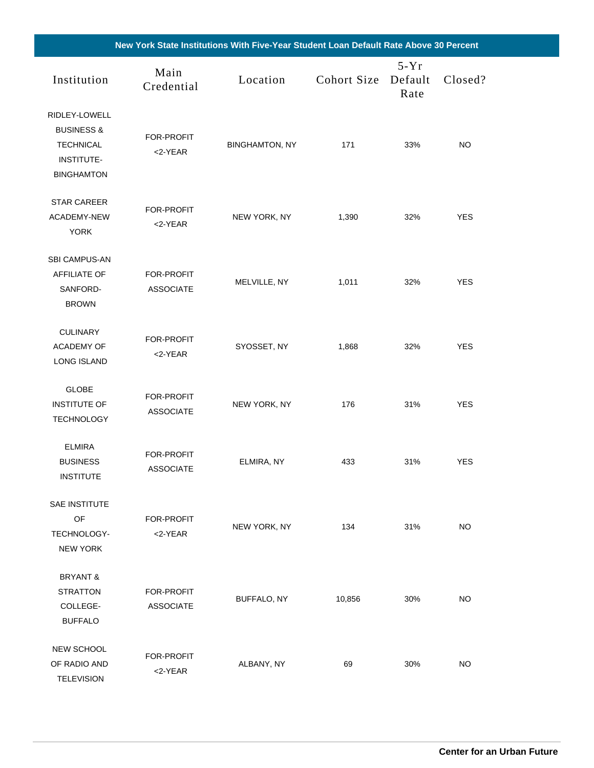**New York State Institutions With Five-Year Student Loan Default Rate Above 30 Percent**

| Institution | Main Credential | Location | Cohort Size | 5-Yr Default Rate | Closed? |
|---|---|---|---|---|---|
| RIDLEY-LOWELL BUSINESS & TECHNICAL INSTITUTE-BINGHAMTON | FOR-PROFIT <2-YEAR | BINGHAMTON, NY | 171 | 33% | NO |
| STAR CAREER ACADEMY-NEW YORK | FOR-PROFIT <2-YEAR | NEW YORK, NY | 1,390 | 32% | YES |
| SBI CAMPUS-AN AFFILIATE OF SANFORD-BROWN | FOR-PROFIT ASSOCIATE | MELVILLE, NY | 1,011 | 32% | YES |
| CULINARY ACADEMY OF LONG ISLAND | FOR-PROFIT <2-YEAR | SYOSSET, NY | 1,868 | 32% | YES |
| GLOBE INSTITUTE OF TECHNOLOGY | FOR-PROFIT ASSOCIATE | NEW YORK, NY | 176 | 31% | YES |
| ELMIRA BUSINESS INSTITUTE | FOR-PROFIT ASSOCIATE | ELMIRA, NY | 433 | 31% | YES |
| SAE INSTITUTE OF TECHNOLOGY-NEW YORK | FOR-PROFIT <2-YEAR | NEW YORK, NY | 134 | 31% | NO |
| BRYANT & STRATTON COLLEGE-BUFFALO | FOR-PROFIT ASSOCIATE | BUFFALO, NY | 10,856 | 30% | NO |
| NEW SCHOOL OF RADIO AND TELEVISION | FOR-PROFIT <2-YEAR | ALBANY, NY | 69 | 30% | NO |

Center for an Urban Future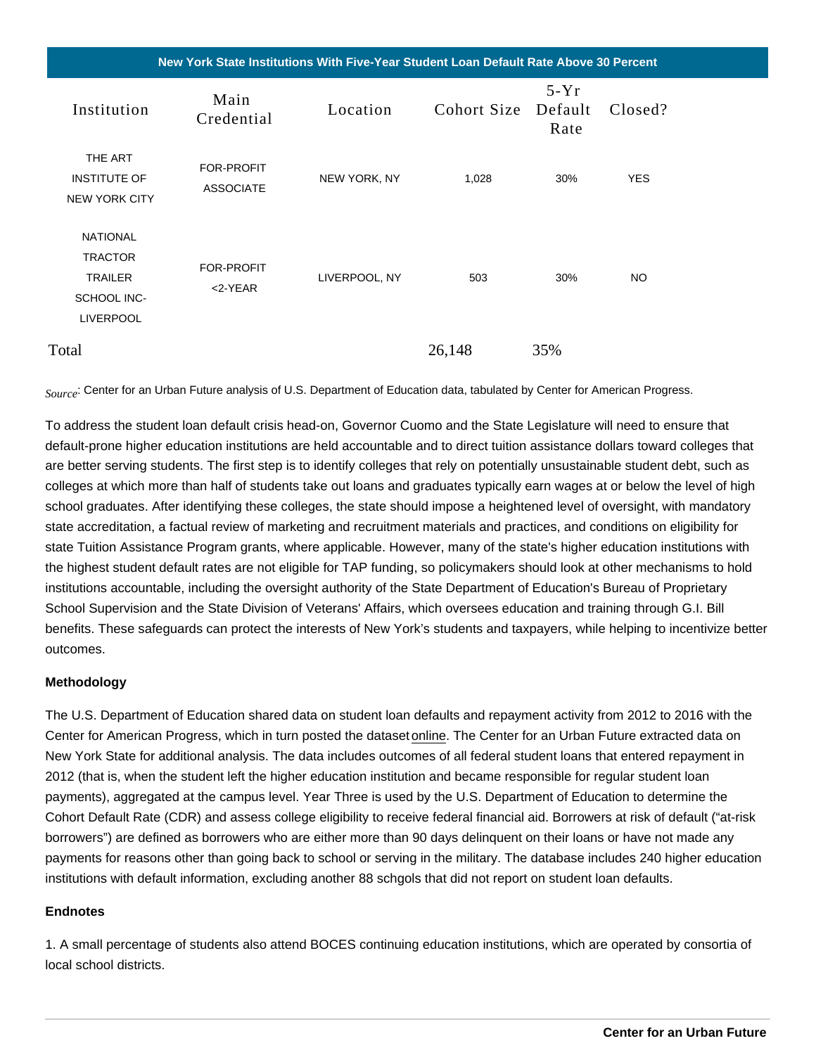| New York State Institutions With Five-Year Student Loan Default Rate Above 30 Percent | | | | | |
|---|---|---|---|---|---|
| Institution | Main Credential | Location | Cohort Size | 5-Yr Default Rate | Closed? |
| THE ART INSTITUTE OF NEW YORK CITY | FOR-PROFIT ASSOCIATE | NEW YORK, NY | 1,028 | 30% | YES |
| NATIONAL TRACTOR TRAILER SCHOOL INC-LIVERPOOL | FOR-PROFIT <2-YEAR | LIVERPOOL, NY | 503 | 30% | NO |
| Total | | | 26,148 | 35% | |

*Source*: Center for an Urban Future analysis of U.S. Department of Education data, tabulated by Center for American Progress.

To address the student loan default crisis head-on, Governor Cuomo and the State Legislature will need to ensure that default-prone higher education institutions are held accountable and to direct tuition assistance dollars toward colleges that are better serving students. The first step is to identify colleges that rely on potentially unsustainable student debt, such as colleges at which more than half of students take out loans and graduates typically earn wages at or below the level of high school graduates. After identifying these colleges, the state should impose a heightened level of oversight, with mandatory state accreditation, a factual review of marketing and recruitment materials and practices, and conditions on eligibility for state Tuition Assistance Program grants, where applicable. However, many of the state's higher education institutions with the highest student default rates are not eligible for TAP funding, so policymakers should look at other mechanisms to hold institutions accountable, including the oversight authority of the State Department of Education's Bureau of Proprietary School Supervision and the State Division of Veterans' Affairs, which oversees education and training through G.I. Bill benefits. These safeguards can protect the interests of New York's students and taxpayers, while helping to incentivize better outcomes.

**Methodology**

The U.S. Department of Education shared data on student loan defaults and repayment activity from 2012 to 2016 with the Center for American Progress, which in turn posted the dataset online. The Center for an Urban Future extracted data on New York State for additional analysis. The data includes outcomes of all federal student loans that entered repayment in 2012 (that is, when the student left the higher education institution and became responsible for regular student loan payments), aggregated at the campus level. Year Three is used by the U.S. Department of Education to determine the Cohort Default Rate (CDR) and assess college eligibility to receive federal financial aid. Borrowers at risk of default ("at-risk borrowers") are defined as borrowers who are either more than 90 days delinquent on their loans or have not made any payments for reasons other than going back to school or serving in the military. The database includes 240 higher education institutions with default information, excluding another 88 schgols that did not report on student loan defaults.

**Endnotes**

1. A small percentage of students also attend BOCES continuing education institutions, which are operated by consortia of local school districts.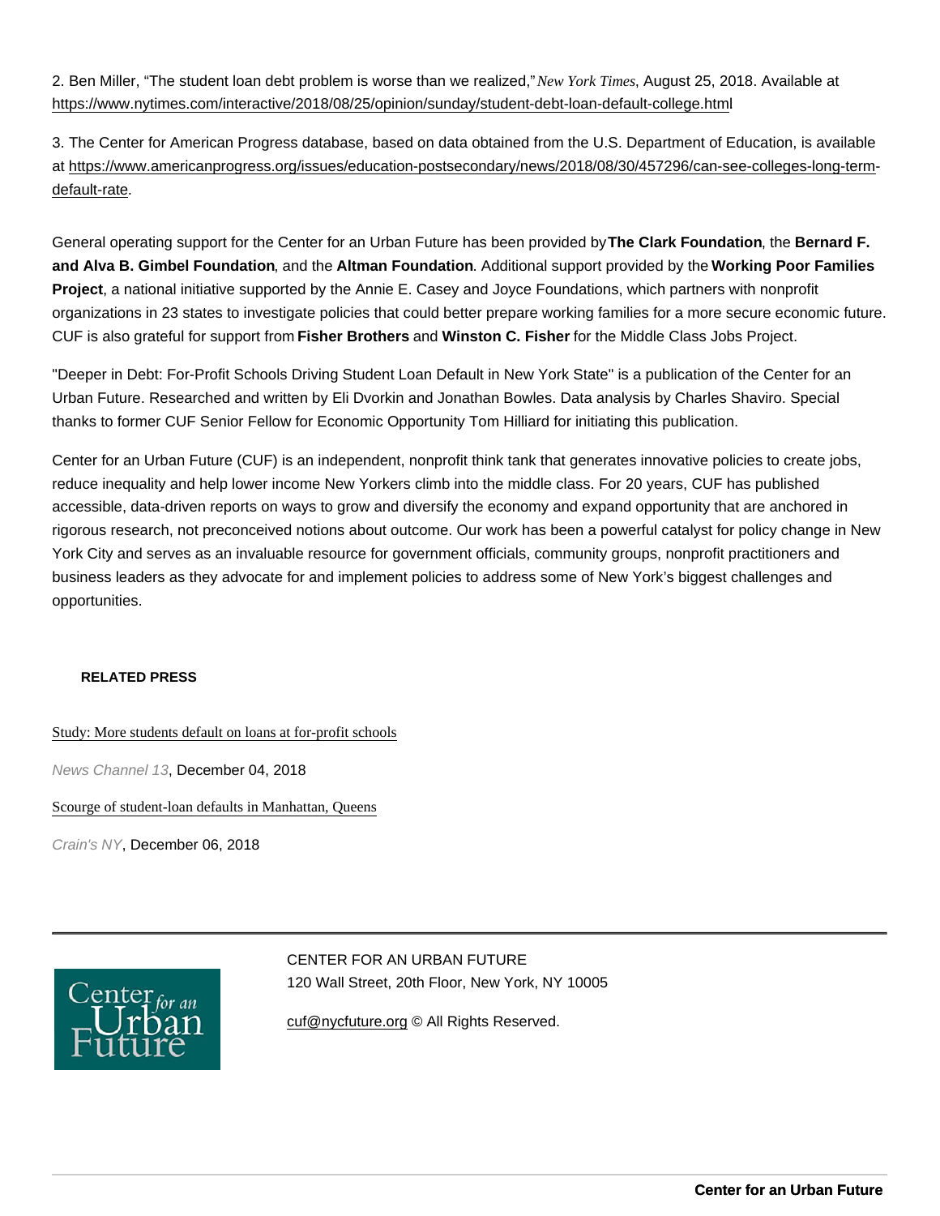2. Ben Miller, "The student loan debt problem is worse than we realized," *New York Times*, August 25, 2018. Available at https://www.nytimes.com/interactive/2018/08/25/opinion/sunday/student-debt-loan-default-college.html

3. The Center for American Progress database, based on data obtained from the U.S. Department of Education, is available at https://www.americanprogress.org/issues/education-postsecondary/news/2018/08/30/457296/can-see-colleges-long-term-default-rate.

General operating support for the Center for an Urban Future has been provided by **The Clark Foundation**, the **Bernard F. and Alva B. Gimbel Foundation**, and the **Altman Foundation**. Additional support provided by the **Working Poor Families Project**, a national initiative supported by the Annie E. Casey and Joyce Foundations, which partners with nonprofit organizations in 23 states to investigate policies that could better prepare working families for a more secure economic future. CUF is also grateful for support from **Fisher Brothers** and **Winston C. Fisher** for the Middle Class Jobs Project.

"Deeper in Debt: For-Profit Schools Driving Student Loan Default in New York State" is a publication of the Center for an Urban Future. Researched and written by Eli Dvorkin and Jonathan Bowles. Data analysis by Charles Shaviro. Special thanks to former CUF Senior Fellow for Economic Opportunity Tom Hilliard for initiating this publication.

Center for an Urban Future (CUF) is an independent, nonprofit think tank that generates innovative policies to create jobs, reduce inequality and help lower income New Yorkers climb into the middle class. For 20 years, CUF has published accessible, data-driven reports on ways to grow and diversify the economy and expand opportunity that are anchored in rigorous research, not preconceived notions about outcome. Our work has been a powerful catalyst for policy change in New York City and serves as an invaluable resource for government officials, community groups, nonprofit practitioners and business leaders as they advocate for and implement policies to address some of New York's biggest challenges and opportunities.

**RELATED PRESS**

Study: More students default on loans at for-profit schools

*News Channel 13*, December 04, 2018

Scourge of student-loan defaults in Manhattan, Queens

*Crain's NY*, December 06, 2018

CENTER FOR AN URBAN FUTURE
120 Wall Street, 20th Floor, New York, NY 10005

cuf@nycfuture.org © All Rights Reserved.